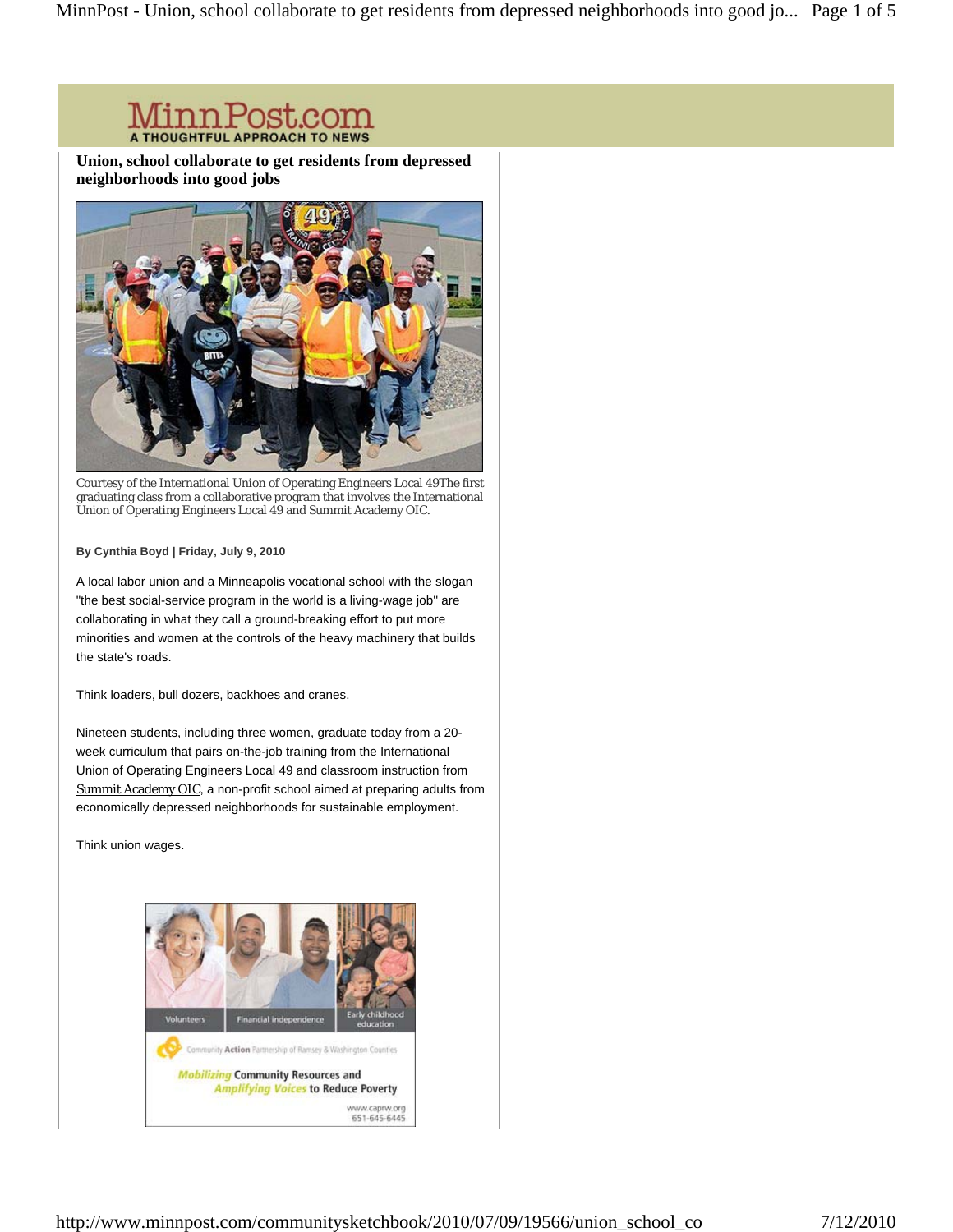MinnPost.com
A THOUGHTFUL APPROACH TO NEWS

# Union, school collaborate to get residents from depressed neighborhoods into good jobs

Courtesy of the International Union of Operating Engineers Local 49The first graduating class from a collaborative program that involves the International Union of Operating Engineers Local 49 and Summit Academy OIC.

**By Cynthia Boyd | Friday, July 9, 2010**

A local labor union and a Minneapolis vocational school with the slogan "the best social-service program in the world is a living-wage job" are collaborating in what they call a ground-breaking effort to put more minorities and women at the controls of the heavy machinery that builds the state's roads.

Think loaders, bull dozers, backhoes and cranes.

Nineteen students, including three women, graduate today from a 20-week curriculum that pairs on-the-job training from the International Union of Operating Engineers Local 49 and classroom instruction from Summit Academy OIC, a non-profit school aimed at preparing adults from economically depressed neighborhoods for sustainable employment.

Think union wages.

Volunteers | Financial independence | Early childhood education

Community Action Partnership of Ramsey & Washington Counties

*Mobilizing* Community Resources and *Amplifying Voices* to Reduce Poverty

www.caprw.org
651-645-6445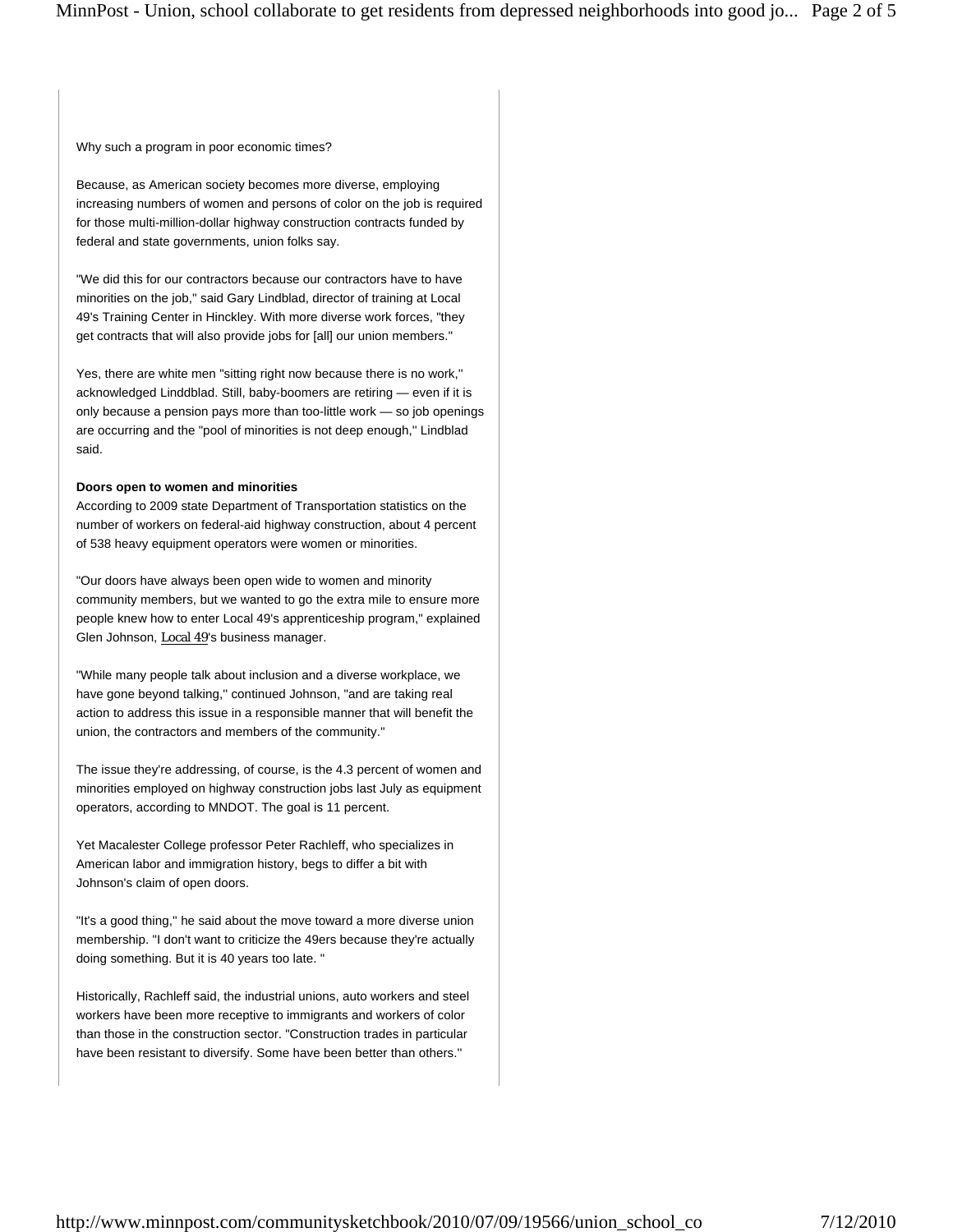Why such a program in poor economic times?

Because, as American society becomes more diverse, employing increasing numbers of women and persons of color on the job is required for those multi-million-dollar highway construction contracts funded by federal and state governments, union folks say.

"We did this for our contractors because our contractors have to have minorities on the job," said Gary Lindblad, director of training at Local 49's Training Center in Hinckley. With more diverse work forces, "they get contracts that will also provide jobs for [all] our union members."

Yes, there are white men "sitting right now because there is no work," acknowledged Linddblad. Still, baby-boomers are retiring — even if it is only because a pension pays more than too-little work — so job openings are occurring and the "pool of minorities is not deep enough," Lindblad said.

**Doors open to women and minorities**

According to 2009 state Department of Transportation statistics on the number of workers on federal-aid highway construction, about 4 percent of 538 heavy equipment operators were women or minorities.

"Our doors have always been open wide to women and minority community members, but we wanted to go the extra mile to ensure more people knew how to enter Local 49's apprenticeship program," explained Glen Johnson, Local 49's business manager.

"While many people talk about inclusion and a diverse workplace, we have gone beyond talking," continued Johnson, "and are taking real action to address this issue in a responsible manner that will benefit the union, the contractors and members of the community."

The issue they're addressing, of course, is the 4.3 percent of women and minorities employed on highway construction jobs last July as equipment operators, according to MNDOT. The goal is 11 percent.

Yet Macalester College professor Peter Rachleff, who specializes in American labor and immigration history, begs to differ a bit with Johnson's claim of open doors.

"It's a good thing," he said about the move toward a more diverse union membership. "I don't want to criticize the 49ers because they're actually doing something. But it is 40 years too late. "

Historically, Rachleff said, the industrial unions, auto workers and steel workers have been more receptive to immigrants and workers of color than those in the construction sector. "Construction trades in particular have been resistant to diversify. Some have been better than others."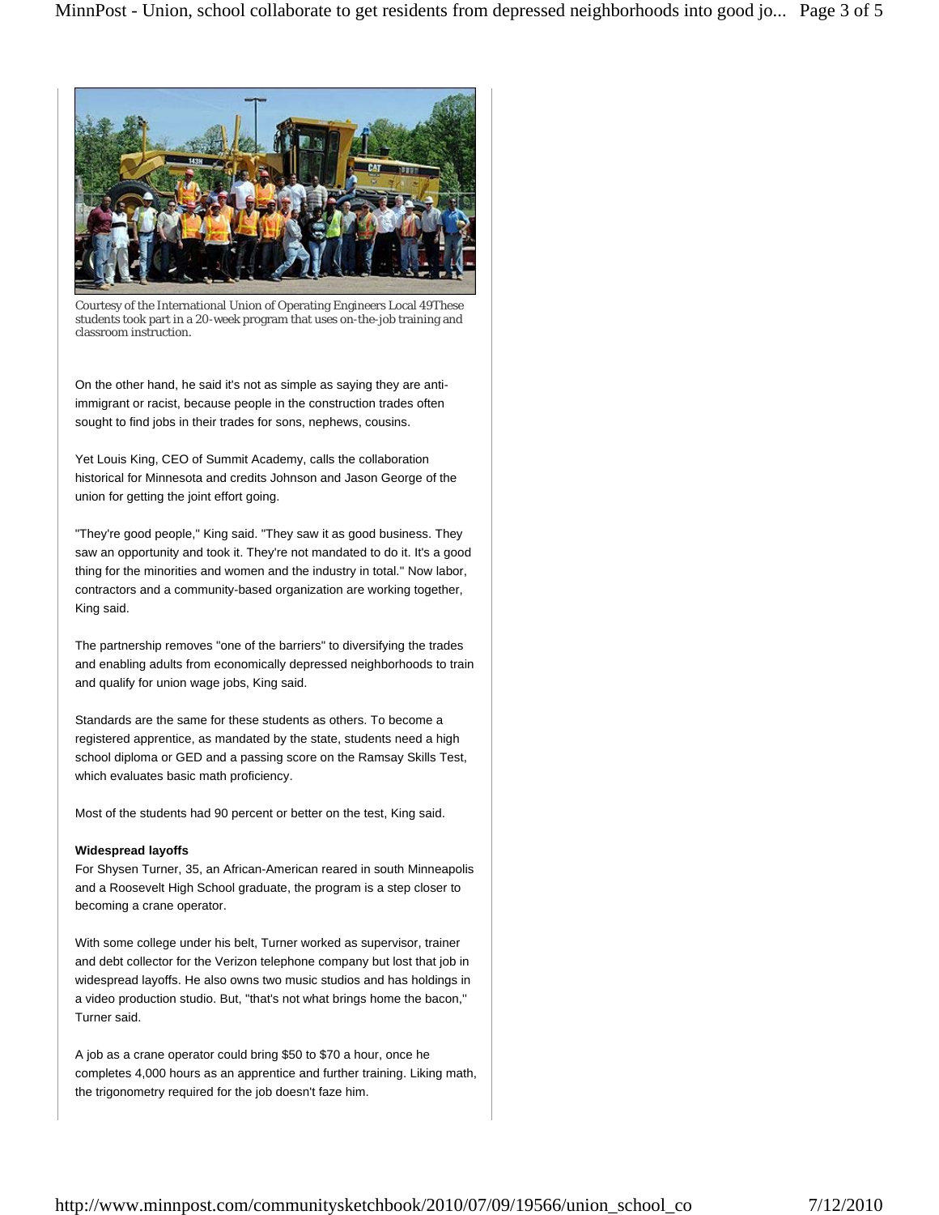Courtesy of the International Union of Operating Engineers Local 49These students took part in a 20-week program that uses on-the-job training and classroom instruction.

On the other hand, he said it's not as simple as saying they are anti-immigrant or racist, because people in the construction trades often sought to find jobs in their trades for sons, nephews, cousins.

Yet Louis King, CEO of Summit Academy, calls the collaboration historical for Minnesota and credits Johnson and Jason George of the union for getting the joint effort going.

"They're good people," King said. "They saw it as good business. They saw an opportunity and took it. They're not mandated to do it. It's a good thing for the minorities and women and the industry in total." Now labor, contractors and a community-based organization are working together, King said.

The partnership removes "one of the barriers" to diversifying the trades and enabling adults from economically depressed neighborhoods to train and qualify for union wage jobs, King said.

Standards are the same for these students as others. To become a registered apprentice, as mandated by the state, students need a high school diploma or GED and a passing score on the Ramsay Skills Test, which evaluates basic math proficiency.

Most of the students had 90 percent or better on the test, King said.

**Widespread layoffs**

For Shysen Turner, 35, an African-American reared in south Minneapolis and a Roosevelt High School graduate, the program is a step closer to becoming a crane operator.

With some college under his belt, Turner worked as supervisor, trainer and debt collector for the Verizon telephone company but lost that job in widespread layoffs. He also owns two music studios and has holdings in a video production studio. But, "that's not what brings home the bacon," Turner said.

A job as a crane operator could bring $50 to $70 a hour, once he completes 4,000 hours as an apprentice and further training. Liking math, the trigonometry required for the job doesn't faze him.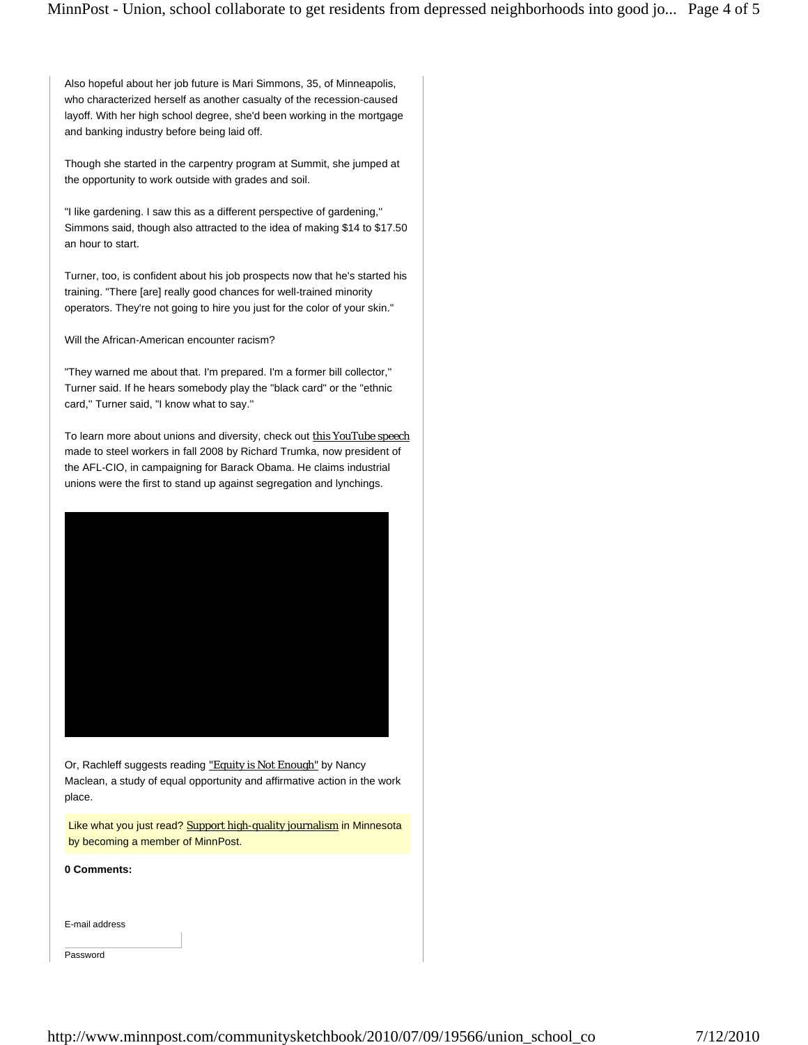Also hopeful about her job future is Mari Simmons, 35, of Minneapolis, who characterized herself as another casualty of the recession-caused layoff. With her high school degree, she'd been working in the mortgage and banking industry before being laid off.

Though she started in the carpentry program at Summit, she jumped at the opportunity to work outside with grades and soil.

"I like gardening. I saw this as a different perspective of gardening," Simmons said, though also attracted to the idea of making $14 to $17.50 an hour to start.

Turner, too, is confident about his job prospects now that he's started his training. "There [are] really good chances for well-trained minority operators. They're not going to hire you just for the color of your skin."

Will the African-American encounter racism?

"They warned me about that. I'm prepared. I'm a former bill collector," Turner said. If he hears somebody play the "black card" or the "ethnic card," Turner said, "I know what to say."

To learn more about unions and diversity, check out this YouTube speech made to steel workers in fall 2008 by Richard Trumka, now president of the AFL-CIO, in campaigning for Barack Obama. He claims industrial unions were the first to stand up against segregation and lynchings.

Or, Rachleff suggests reading "Equity is Not Enough" by Nancy Maclean, a study of equal opportunity and affirmative action in the work place.

Like what you just read? Support high-quality journalism in Minnesota by becoming a member of MinnPost.

**0 Comments:**

E-mail address

Password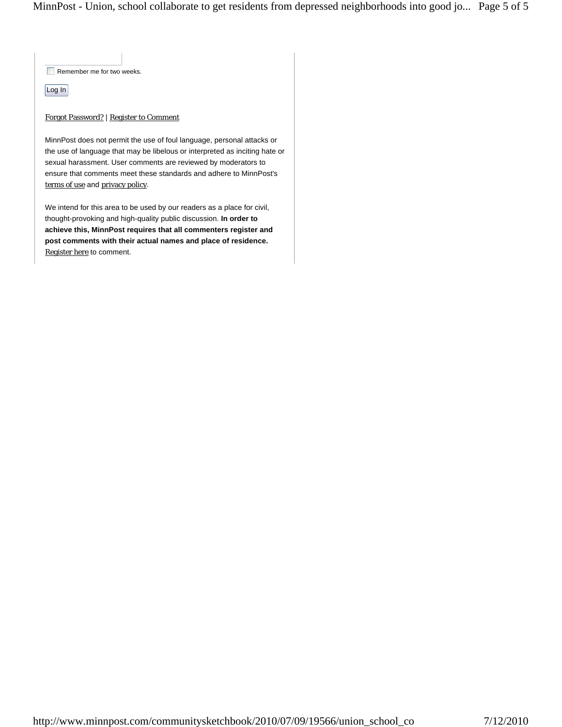Remember me for two weeks.

Log In

Forgot Password? | Register to Comment

MinnPost does not permit the use of foul language, personal attacks or the use of language that may be libelous or interpreted as inciting hate or sexual harassment. User comments are reviewed by moderators to ensure that comments meet these standards and adhere to MinnPost's terms of use and privacy policy.

We intend for this area to be used by our readers as a place for civil, thought-provoking and high-quality public discussion. **In order to achieve this, MinnPost requires that all commenters register and post comments with their actual names and place of residence.** Register here to comment.